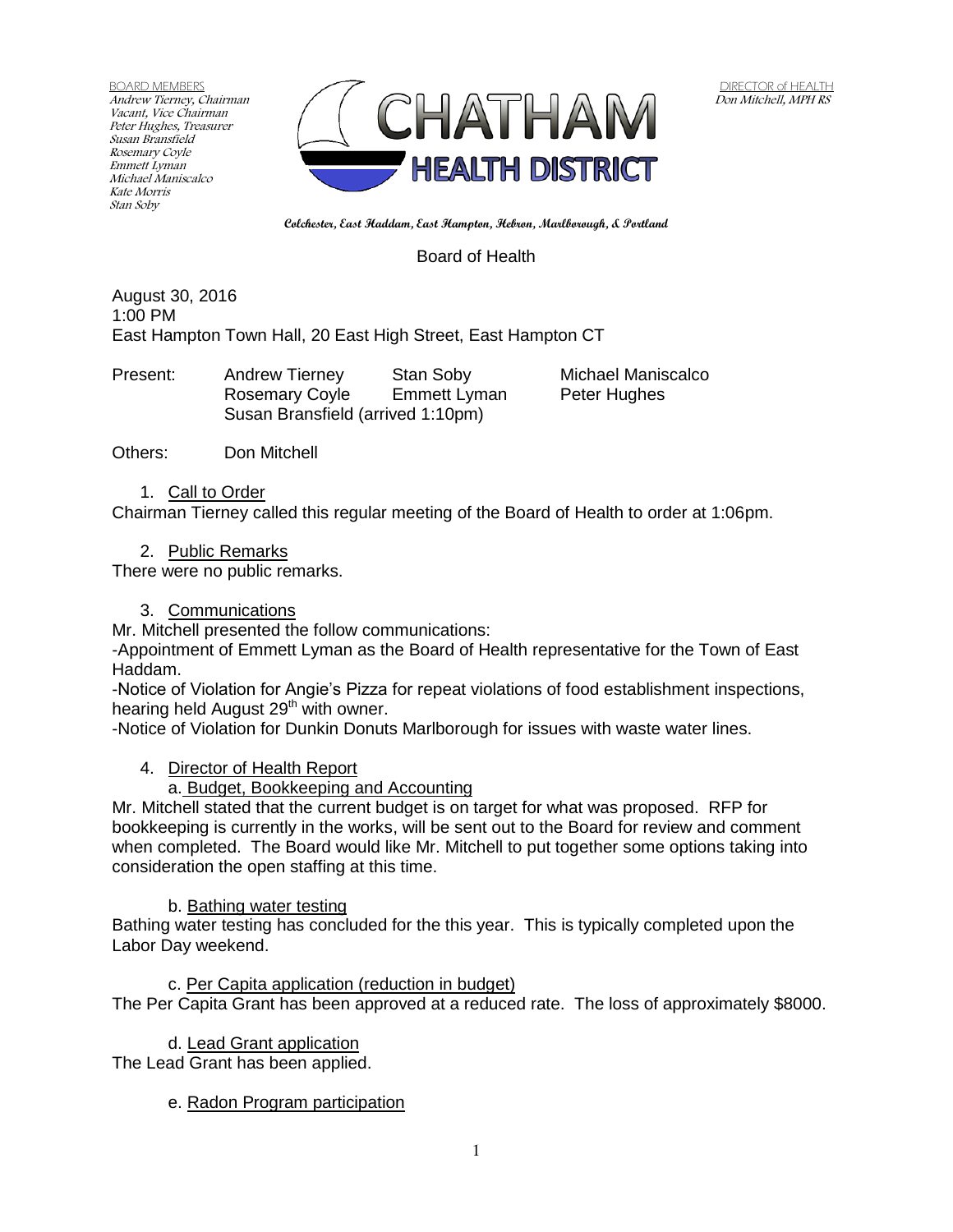BOARD MEMBERS
Andrew Tierney, Chairman
Vacant, Vice Chairman
Peter Hughes, Treasurer
Susan Bransfield
Rosemary Coyle
Emmett Lyman
Michael Maniscalco
Kate Morris
Stan Soby

DIRECTOR of HEALTH
Don Mitchell, MPH RS

# CHATHAM HEALTH DISTRICT

**Colchester, East Haddam, East Hampton, Hebron, Marlborough, & Portland**

## Board of Health

August 30, 2016
1:00 PM
East Hampton Town Hall, 20 East High Street, East Hampton CT

Present: Andrew Tierney, Stan Soby, Michael Maniscalco, Rosemary Coyle, Emmett Lyman, Peter Hughes, Susan Bransfield (arrived 1:10pm)

Others: Don Mitchell

1. Call to Order

Chairman Tierney called this regular meeting of the Board of Health to order at 1:06pm.

2. Public Remarks

There were no public remarks.

3. Communications

Mr. Mitchell presented the follow communications:
-Appointment of Emmett Lyman as the Board of Health representative for the Town of East Haddam.
-Notice of Violation for Angie's Pizza for repeat violations of food establishment inspections, hearing held August 29th with owner.
-Notice of Violation for Dunkin Donuts Marlborough for issues with waste water lines.

4. Director of Health Report

a. Budget, Bookkeeping and Accounting

Mr. Mitchell stated that the current budget is on target for what was proposed. RFP for bookkeeping is currently in the works, will be sent out to the Board for review and comment when completed. The Board would like Mr. Mitchell to put together some options taking into consideration the open staffing at this time.

b. Bathing water testing

Bathing water testing has concluded for the this year. This is typically completed upon the Labor Day weekend.

c. Per Capita application (reduction in budget)

The Per Capita Grant has been approved at a reduced rate. The loss of approximately $8000.

d. Lead Grant application

The Lead Grant has been applied.

e. Radon Program participation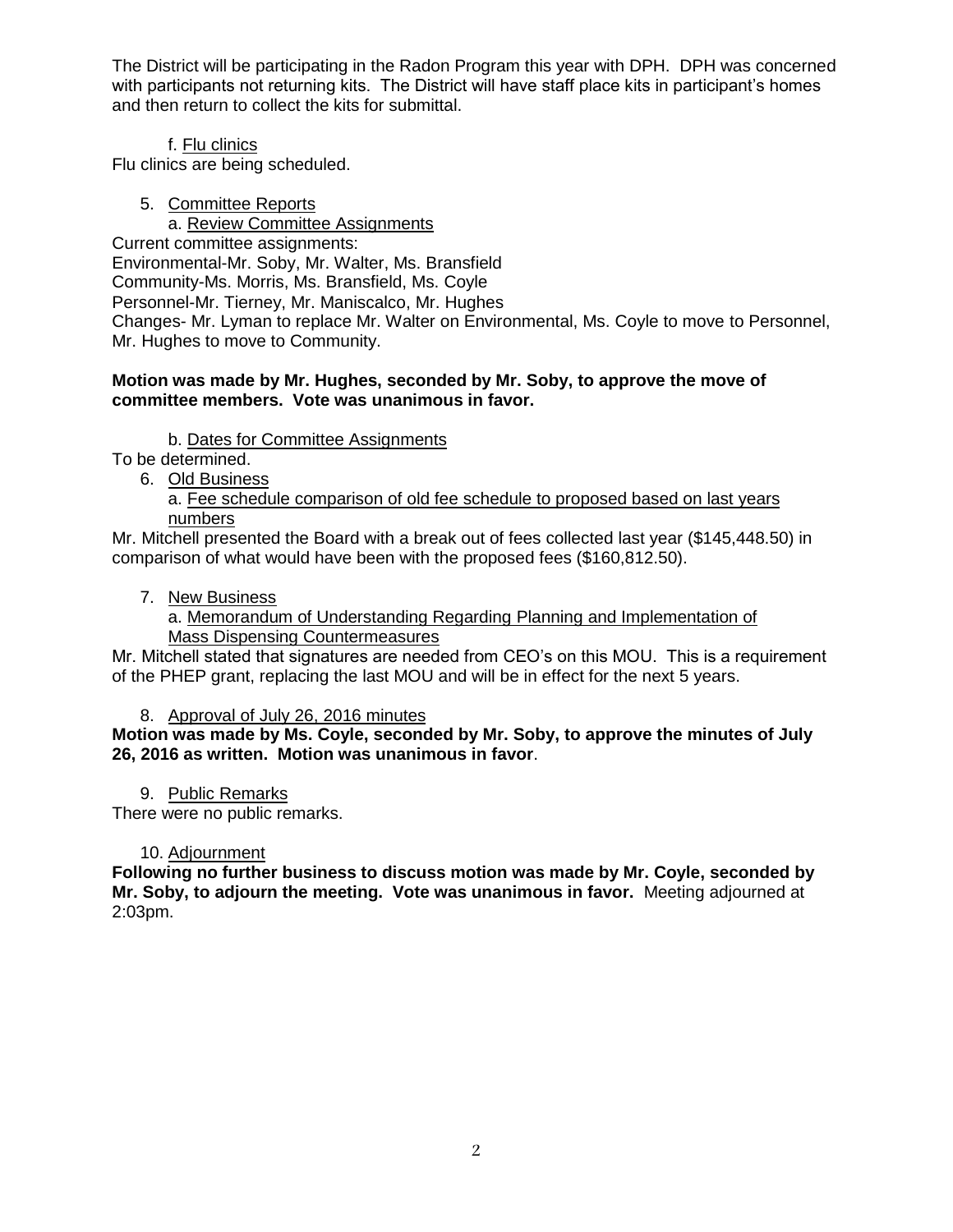The District will be participating in the Radon Program this year with DPH. DPH was concerned with participants not returning kits. The District will have staff place kits in participant's homes and then return to collect the kits for submittal.

f. Flu clinics

Flu clinics are being scheduled.

5. Committee Reports

a. Review Committee Assignments

Current committee assignments:
Environmental-Mr. Soby, Mr. Walter, Ms. Bransfield
Community-Ms. Morris, Ms. Bransfield, Ms. Coyle
Personnel-Mr. Tierney, Mr. Maniscalco, Mr. Hughes
Changes- Mr. Lyman to replace Mr. Walter on Environmental, Ms. Coyle to move to Personnel, Mr. Hughes to move to Community.

**Motion was made by Mr. Hughes, seconded by Mr. Soby, to approve the move of committee members. Vote was unanimous in favor.**

b. Dates for Committee Assignments

To be determined.

6. Old Business

a. Fee schedule comparison of old fee schedule to proposed based on last years numbers

Mr. Mitchell presented the Board with a break out of fees collected last year ($145,448.50) in comparison of what would have been with the proposed fees ($160,812.50).

7. New Business

a. Memorandum of Understanding Regarding Planning and Implementation of Mass Dispensing Countermeasures

Mr. Mitchell stated that signatures are needed from CEO's on this MOU. This is a requirement of the PHEP grant, replacing the last MOU and will be in effect for the next 5 years.

8. Approval of July 26, 2016 minutes

**Motion was made by Ms. Coyle, seconded by Mr. Soby, to approve the minutes of July 26, 2016 as written. Motion was unanimous in favor**.

9. Public Remarks

There were no public remarks.

10. Adjournment

**Following no further business to discuss motion was made by Mr. Coyle, seconded by Mr. Soby, to adjourn the meeting. Vote was unanimous in favor.** Meeting adjourned at 2:03pm.